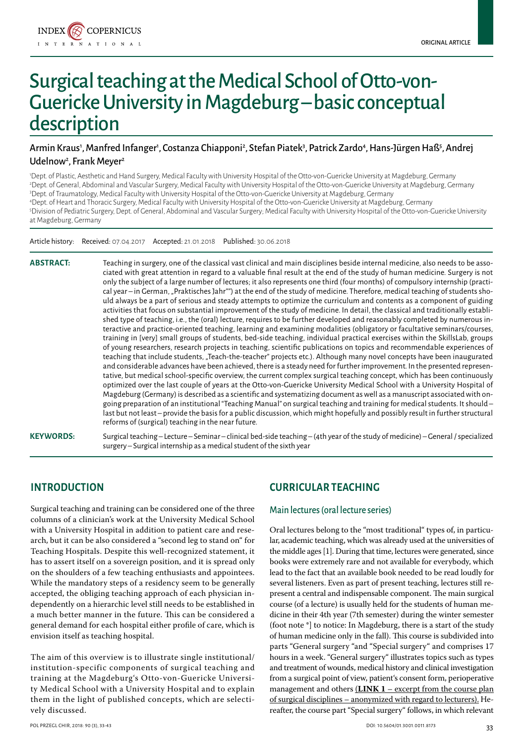ORIGINAL ARTICLE

# Surgical teaching at the Medical School of Otto-von-Guericke University in Magdeburg – basic conceptual description

**Armin Kraus[1], Manfred Infanger[1], Costanza Chiapponi[2], Stefan Piatek[3], Patrick Zardo[4], Hans-Jürgen Haß[5], Andrej Udelnow[2], Frank Meyer[2]**

[1]Dept. of Plastic, Aesthetic and Hand Surgery, Medical Faculty with University Hospital of the Otto-von-Guericke University at Magdeburg, Germany
[2]Dept. of General, Abdominal and Vascular Surgery, Medical Faculty with University Hospital of the Otto-von-Guericke University at Magdeburg, Germany
[3]Dept. of Traumatology, Medical Faculty with University Hospital of the Otto-von-Guericke University at Magdeburg, Germany
[4]Dept. of Heart and Thoracic Surgery, Medical Faculty with University Hospital of the Otto-von-Guericke University at Magdeburg, Germany
[5]Division of Pediatric Surgery, Dept. of General, Abdominal and Vascular Surgery; Medical Faculty with University Hospital of the Otto-von-Guericke University at Magdeburg, Germany

Article history: Received: 07.04.2017 Accepted: 21.01.2018 Published: 30.06.2018

**ABSTRACT:** Teaching in surgery, one of the classical vast clinical and main disciplines beside internal medicine, also needs to be associated with great attention in regard to a valuable final result at the end of the study of human medicine. Surgery is not only the subject of a large number of lectures; it also represents one third (four months) of compulsory internship (practical year – in German, „Praktisches Jahr"") at the end of the study of medicine. Therefore, medical teaching of students should always be a part of serious and steady attempts to optimize the curriculum and contents as a component of guiding activities that focus on substantial improvement of the study of medicine. In detail, the classical and traditionally established type of teaching, i.e., the (oral) lecture, requires to be further developed and reasonably completed by numerous interactive and practice-oriented teaching, learning and examining modalities (obligatory or facultative seminars/courses, training in [very] small groups of students, bed-side teaching, individual practical exercises within the SkillsLab, groups of young researchers, research projects in teaching, scientific publications on topics and recommendable experiences of teaching that include students, „Teach-the-teacher" projects etc.). Although many novel concepts have been inaugurated and considerable advances have been achieved, there is a steady need for further improvement. In the presented representative, but medical school-specific overview, the current complex surgical teaching concept, which has been continuously optimized over the last couple of years at the Otto-von-Guericke University Medical School with a University Hospital of Magdeburg (Germany) is described as a scientific and systematizing document as well as a manuscript associated with ongoing preparation of an institutional "Teaching Manual" on surgical teaching and training for medical students. It should – last but not least – provide the basis for a public discussion, which might hopefully and possibly result in further structural reforms of (surgical) teaching in the near future.

**KEYWORDS:** Surgical teaching – Lecture – Seminar – clinical bed-side teaching – (4th year of the study of medicine) – General / specialized surgery – Surgical internship as a medical student of the sixth year

## INTRODUCTION

Surgical teaching and training can be considered one of the three columns of a clinician's work at the University Medical School with a University Hospital in addition to patient care and research, but it can be also considered a "second leg to stand on" for Teaching Hospitals. Despite this well-recognized statement, it has to assert itself on a sovereign position, and it is spread only on the shoulders of a few teaching enthusiasts and appointees. While the mandatory steps of a residency seem to be generally accepted, the obliging teaching approach of each physician independently on a hierarchic level still needs to be established in a much better manner in the future. This can be considered a general demand for each hospital either profile of care, which is envision itself as teaching hospital.

The aim of this overview is to illustrate single institutional/institution-specific components of surgical teaching and training at the Magdeburg's Otto-von-Guericke University Medical School with a University Hospital and to explain them in the light of published concepts, which are selectively discussed.

## CURRICULAR TEACHING

### Main lectures (oral lecture series)

Oral lectures belong to the "most traditional" types of, in particular, academic teaching, which was already used at the universities of the middle ages [1]. During that time, lectures were generated, since books were extremely rare and not available for everybody, which lead to the fact that an available book needed to be read loudly for several listeners. Even as part of present teaching, lectures still represent a central and indispensable component. The main surgical course (of a lecture) is usually held for the students of human medicine in their 4th year (7th semester) during the winter semester (foot note *] to notice: In Magdeburg, there is a start of the study of human medicine only in the fall). This course is subdivided into parts "General surgery "and "Special surgery" and comprises 17 hours in a week. "General surgery" illustrates topics such as types and treatment of wounds, medical history and clinical investigation from a surgical point of view, patient's consent form, perioperative management and others (**LINK 1** – excerpt from the course plan of surgical disciplines – anonymized with regard to lecturers). Hereafter, the course part "Special surgery" follows, in which relevant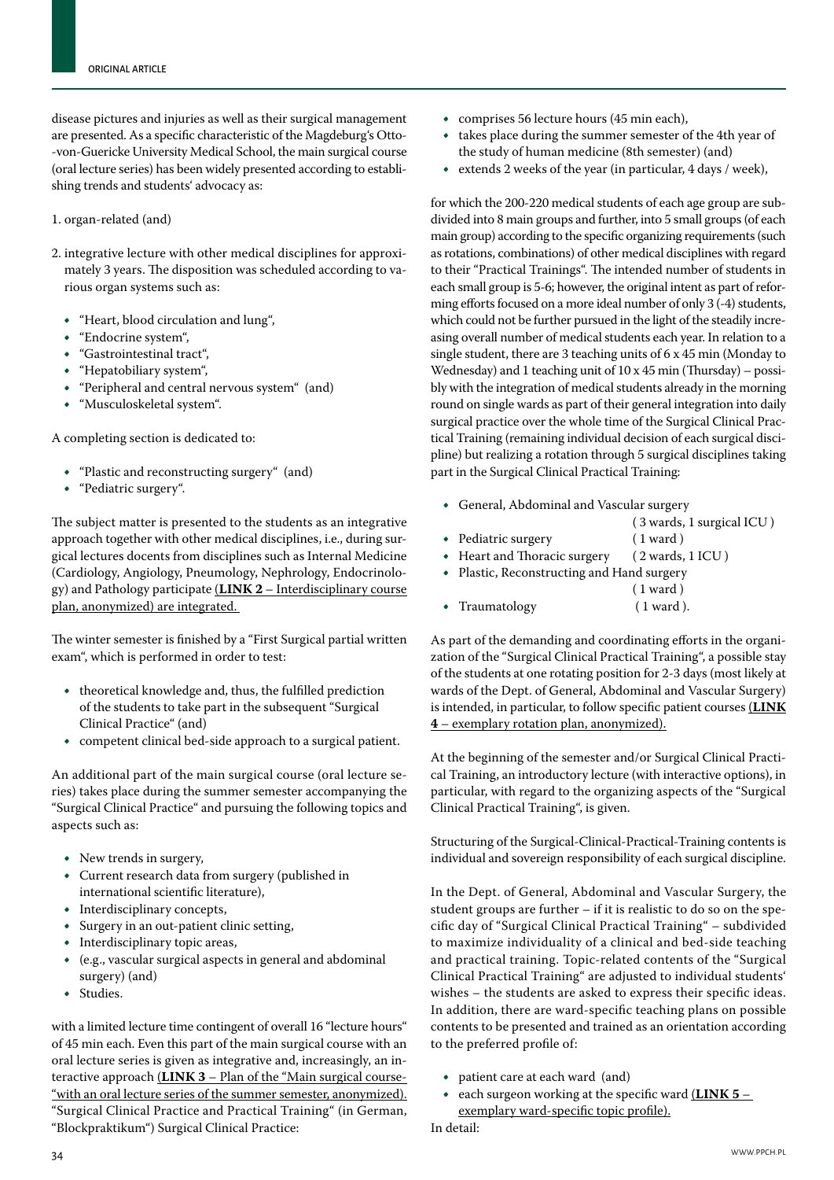disease pictures and injuries as well as their surgical management are presented. As a specific characteristic of the Magdeburg's Otto--von-Guericke University Medical School, the main surgical course (oral lecture series) has been widely presented according to establishing trends and students' advocacy as:

1. organ-related (and)

2. integrative lecture with other medical disciplines for approximately 3 years. The disposition was scheduled according to various organ systems such as:

   - "Heart, blood circulation and lung",
   - "Endocrine system",
   - "Gastrointestinal tract",
   - "Hepatobiliary system",
   - "Peripheral and central nervous system" (and)
   - "Musculoskeletal system".

A completing section is dedicated to:

- "Plastic and reconstructing surgery" (and)
- "Pediatric surgery".

The subject matter is presented to the students as an integrative approach together with other medical disciplines, i.e., during surgical lectures docents from disciplines such as Internal Medicine (Cardiology, Angiology, Pneumology, Nephrology, Endocrinology) and Pathology participate (**LINK 2** – Interdisciplinary course plan, anonymized) are integrated.

The winter semester is finished by a "First Surgical partial written exam", which is performed in order to test:

- theoretical knowledge and, thus, the fulfilled prediction of the students to take part in the subsequent "Surgical Clinical Practice" (and)
- competent clinical bed-side approach to a surgical patient.

An additional part of the main surgical course (oral lecture series) takes place during the summer semester accompanying the "Surgical Clinical Practice" and pursuing the following topics and aspects such as:

- New trends in surgery,
- Current research data from surgery (published in international scientific literature),
- Interdisciplinary concepts,
- Surgery in an out-patient clinic setting,
- Interdisciplinary topic areas,
- (e.g., vascular surgical aspects in general and abdominal surgery) (and)
- Studies.

with a limited lecture time contingent of overall 16 "lecture hours" of 45 min each. Even this part of the main surgical course with an oral lecture series is given as integrative and, increasingly, an interactive approach (**LINK 3** – Plan of the "Main surgical course-"with an oral lecture series of the summer semester, anonymized). "Surgical Clinical Practice and Practical Training" (in German, "Blockpraktikum") Surgical Clinical Practice:

- comprises 56 lecture hours (45 min each),
- takes place during the summer semester of the 4th year of the study of human medicine (8th semester) (and)
- extends 2 weeks of the year (in particular, 4 days / week),

for which the 200-220 medical students of each age group are subdivided into 8 main groups and further, into 5 small groups (of each main group) according to the specific organizing requirements (such as rotations, combinations) of other medical disciplines with regard to their "Practical Trainings". The intended number of students in each small group is 5-6; however, the original intent as part of reforming efforts focused on a more ideal number of only 3 (-4) students, which could not be further pursued in the light of the steadily increasing overall number of medical students each year. In relation to a single student, there are 3 teaching units of 6 x 45 min (Monday to Wednesday) and 1 teaching unit of 10 x 45 min (Thursday) – possibly with the integration of medical students already in the morning round on single wards as part of their general integration into daily surgical practice over the whole time of the Surgical Clinical Practical Training (remaining individual decision of each surgical discipline) but realizing a rotation through 5 surgical disciplines taking part in the Surgical Clinical Practical Training:

- General, Abdominal and Vascular surgery (3 wards, 1 surgical ICU)
- Pediatric surgery (1 ward)
- Heart and Thoracic surgery (2 wards, 1 ICU)
- Plastic, Reconstructing and Hand surgery (1 ward)
- Traumatology (1 ward).

As part of the demanding and coordinating efforts in the organization of the "Surgical Clinical Practical Training", a possible stay of the students at one rotating position for 2-3 days (most likely at wards of the Dept. of General, Abdominal and Vascular Surgery) is intended, in particular, to follow specific patient courses (**LINK 4** – exemplary rotation plan, anonymized).

At the beginning of the semester and/or Surgical Clinical Practical Training, an introductory lecture (with interactive options), in particular, with regard to the organizing aspects of the "Surgical Clinical Practical Training", is given.

Structuring of the Surgical-Clinical-Practical-Training contents is individual and sovereign responsibility of each surgical discipline.

In the Dept. of General, Abdominal and Vascular Surgery, the student groups are further – if it is realistic to do so on the specific day of "Surgical Clinical Practical Training" – subdivided to maximize individuality of a clinical and bed-side teaching and practical training. Topic-related contents of the "Surgical Clinical Practical Training" are adjusted to individual students' wishes – the students are asked to express their specific ideas. In addition, there are ward-specific teaching plans on possible contents to be presented and trained as an orientation according to the preferred profile of:

- patient care at each ward (and)
- each surgeon working at the specific ward (**LINK 5** – exemplary ward-specific topic profile).

In detail: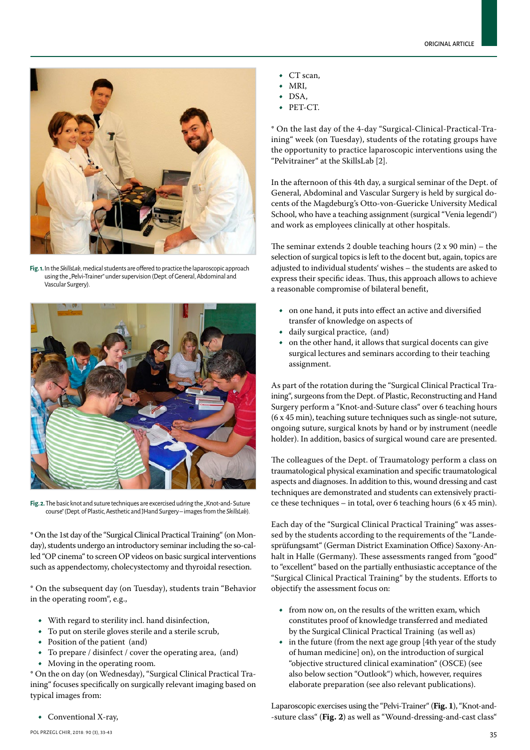**Fig. 1.** In the *SkillsLab*, medical students are offered to practice the laparoscopic approach using the „Pelvi-Trainer" under supervision (Dept. of General, Abdominal and Vascular Surgery).

**Fig. 2.** The basic knot and suture techniques are excercised udring the „Knot-and- Suture course" (Dept. of Plastic, Aesthetic and ]Hand Surgery – images from the *SkillsLab*).

* On the 1st day of the "Surgical Clinical Practical Training" (on Monday), students undergo an introductory seminar including the so-called "OP cinema" to screen OP videos on basic surgical interventions such as appendectomy, cholecystectomy and thyroidal resection.

* On the subsequent day (on Tuesday), students train "Behavior in the operating room", e.g.,

- With regard to sterility incl. hand disinfection,
- To put on sterile gloves sterile and a sterile scrub,
- Position of the patient (and)
- To prepare / disinfect / cover the operating area, (and)
- Moving in the operating room.

* On the on day (on Wednesday), "Surgical Clinical Practical Training" focuses specifically on surgically relevant imaging based on typical images from:

- Conventional X-ray,
- CT scan,
- MRI,
- DSA,
- PET-CT.

* On the last day of the 4-day "Surgical-Clinical-Practical-Training" week (on Tuesday), students of the rotating groups have the opportunity to practice laparoscopic interventions using the "Pelvitrainer" at the SkillsLab [2].

In the afternoon of this 4th day, a surgical seminar of the Dept. of General, Abdominal and Vascular Surgery is held by surgical docents of the Magdeburg's Otto-von-Guericke University Medical School, who have a teaching assignment (surgical "Venia legendi") and work as employees clinically at other hospitals.

The seminar extends 2 double teaching hours (2 x 90 min) – the selection of surgical topics is left to the docent but, again, topics are adjusted to individual students' wishes – the students are asked to express their specific ideas. Thus, this approach allows to achieve a reasonable compromise of bilateral benefit,

- on one hand, it puts into effect an active and diversified transfer of knowledge on aspects of
- daily surgical practice, (and)
- on the other hand, it allows that surgical docents can give surgical lectures and seminars according to their teaching assignment.

As part of the rotation during the "Surgical Clinical Practical Training", surgeons from the Dept. of Plastic, Reconstructing and Hand Surgery perform a "Knot-and-Suture class" over 6 teaching hours (6 x 45 min), teaching suture techniques such as single-not suture, ongoing suture, surgical knots by hand or by instrument (needle holder). In addition, basics of surgical wound care are presented.

The colleagues of the Dept. of Traumatology perform a class on traumatological physical examination and specific traumatological aspects and diagnoses. In addition to this, wound dressing and cast techniques are demonstrated and students can extensively practice these techniques – in total, over 6 teaching hours (6 x 45 min).

Each day of the "Surgical Clinical Practical Training" was assessed by the students according to the requirements of the "Landesprüfungsamt" (German District Examination Office) Saxony-Anhalt in Halle (Germany). These assessments ranged from "good" to "excellent" based on the partially enthusiastic acceptance of the "Surgical Clinical Practical Training" by the students. Efforts to objectify the assessment focus on:

- from now on, on the results of the written exam, which constitutes proof of knowledge transferred and mediated by the Surgical Clinical Practical Training (as well as)
- in the future (from the next age group [4th year of the study of human medicine] on), on the introduction of surgical "objective structured clinical examination" (OSCE) (see also below section "Outlook") which, however, requires elaborate preparation (see also relevant publications).

Laparoscopic exercises using the "Pelvi-Trainer" (**Fig. 1**), "Knot-and--suture class" (**Fig. 2**) as well as "Wound-dressing-and-cast class"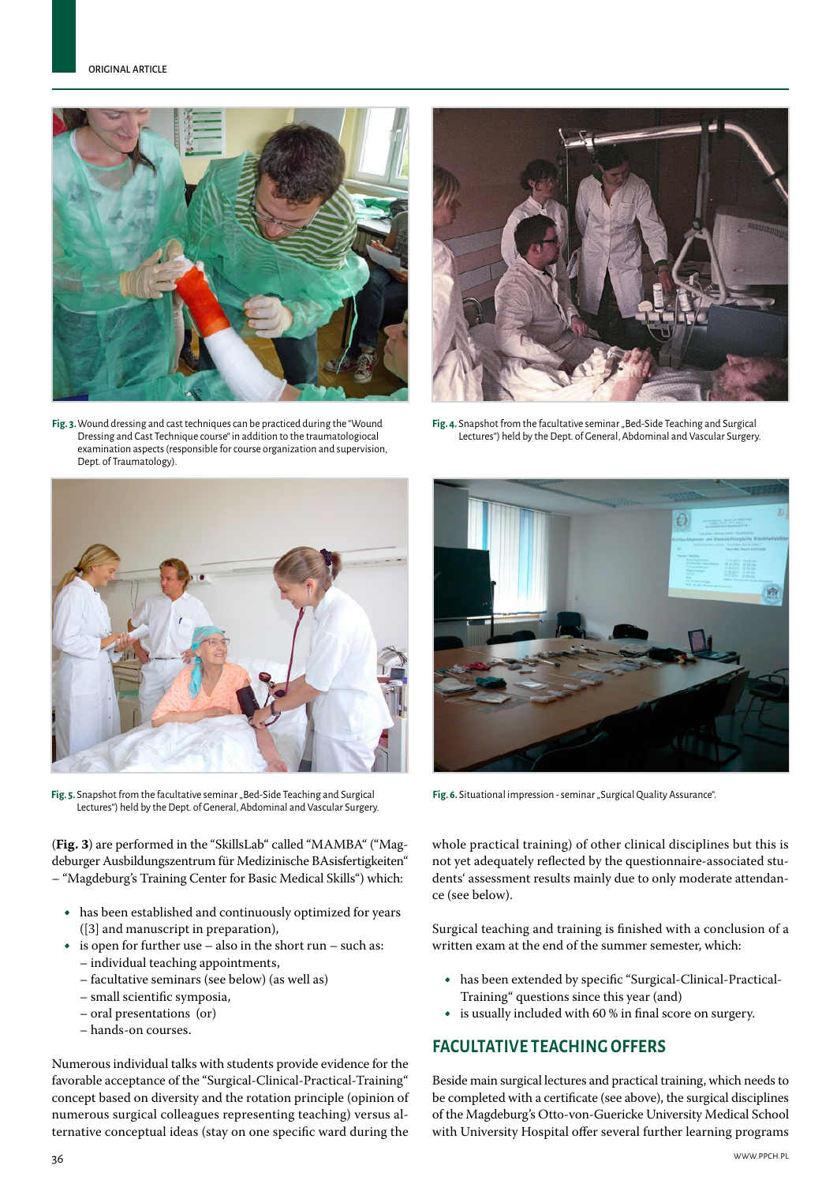Fig. 3. Wound dressing and cast techniques can be practiced during the "Wound Dressing and Cast Technique course" in addition to the traumatological examination aspects (responsible for course organization and supervision, Dept. of Traumatology).

Fig. 4. Snapshot from the facultative seminar „Bed-Side Teaching and Surgical Lectures") held by the Dept. of General, Abdominal and Vascular Surgery.

Fig. 5. Snapshot from the facultative seminar „Bed-Side Teaching and Surgical Lectures") held by the Dept. of General, Abdominal and Vascular Surgery.

Fig. 6. Situational impression - seminar „Surgical Quality Assurance".

(**Fig. 3**) are performed in the "SkillsLab" called "MAMBA" ("Magdeburger Ausbildungszentrum für Medizinische BAsisfertigkeiten" – "Magdeburg's Training Center for Basic Medical Skills") which:

- has been established and continuously optimized for years ([3] and manuscript in preparation),
- is open for further use – also in the short run – such as:
  - individual teaching appointments,
  - facultative seminars (see below) (as well as)
  - small scientific symposia,
  - oral presentations (or)
  - hands-on courses.

Numerous individual talks with students provide evidence for the favorable acceptance of the "Surgical-Clinical-Practical-Training" concept based on diversity and the rotation principle (opinion of numerous surgical colleagues representing teaching) versus alternative conceptual ideas (stay on one specific ward during the whole practical training) of other clinical disciplines but this is not yet adequately reflected by the questionnaire-associated students' assessment results mainly due to only moderate attendance (see below).

Surgical teaching and training is finished with a conclusion of a written exam at the end of the summer semester, which:

- has been extended by specific "Surgical-Clinical-Practical-Training" questions since this year (and)
- is usually included with 60 % in final score on surgery.

## FACULTATIVE TEACHING OFFERS

Beside main surgical lectures and practical training, which needs to be completed with a certificate (see above), the surgical disciplines of the Magdeburg's Otto-von-Guericke University Medical School with University Hospital offer several further learning programs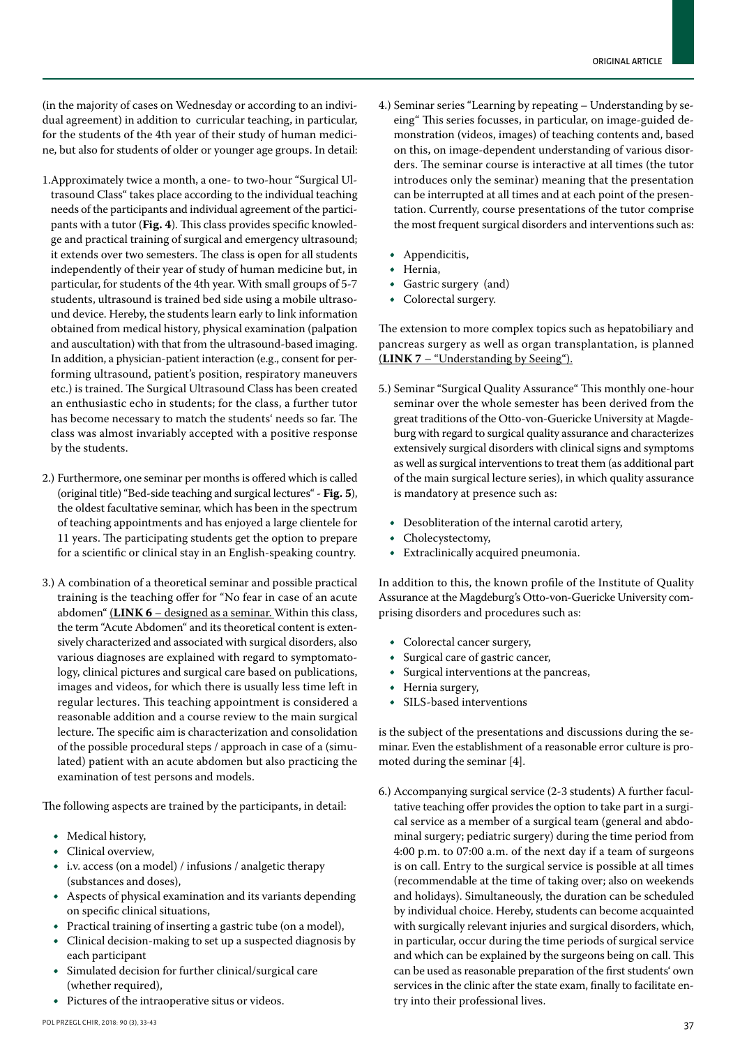(in the majority of cases on Wednesday or according to an individual agreement) in addition to curricular teaching, in particular, for the students of the 4th year of their study of human medicine, but also for students of older or younger age groups. In detail:

1.Approximately twice a month, a one- to two-hour "Surgical Ultrasound Class" takes place according to the individual teaching needs of the participants and individual agreement of the participants with a tutor (**Fig. 4**). This class provides specific knowledge and practical training of surgical and emergency ultrasound; it extends over two semesters. The class is open for all students independently of their year of study of human medicine but, in particular, for students of the 4th year. With small groups of 5-7 students, ultrasound is trained bed side using a mobile ultrasound device. Hereby, the students learn early to link information obtained from medical history, physical examination (palpation and auscultation) with that from the ultrasound-based imaging. In addition, a physician-patient interaction (e.g., consent for performing ultrasound, patient's position, respiratory maneuvers etc.) is trained. The Surgical Ultrasound Class has been created an enthusiastic echo in students; for the class, a further tutor has become necessary to match the students' needs so far. The class was almost invariably accepted with a positive response by the students.

2.) Furthermore, one seminar per months is offered which is called (original title) "Bed-side teaching and surgical lectures" - **Fig. 5**), the oldest facultative seminar, which has been in the spectrum of teaching appointments and has enjoyed a large clientele for 11 years. The participating students get the option to prepare for a scientific or clinical stay in an English-speaking country.

3.) A combination of a theoretical seminar and possible practical training is the teaching offer for "No fear in case of an acute abdomen" (**LINK 6** – designed as a seminar. Within this class, the term "Acute Abdomen" and its theoretical content is extensively characterized and associated with surgical disorders, also various diagnoses are explained with regard to symptomatology, clinical pictures and surgical care based on publications, images and videos, for which there is usually less time left in regular lectures. This teaching appointment is considered a reasonable addition and a course review to the main surgical lecture. The specific aim is characterization and consolidation of the possible procedural steps / approach in case of a (simulated) patient with an acute abdomen but also practicing the examination of test persons and models.

The following aspects are trained by the participants, in detail:

- Medical history,
- Clinical overview,
- i.v. access (on a model) / infusions / analgetic therapy (substances and doses),
- Aspects of physical examination and its variants depending on specific clinical situations,
- Practical training of inserting a gastric tube (on a model),
- Clinical decision-making to set up a suspected diagnosis by each participant
- Simulated decision for further clinical/surgical care (whether required),
- Pictures of the intraoperative situs or videos.

4.) Seminar series "Learning by repeating – Understanding by seeing" This series focusses, in particular, on image-guided demonstration (videos, images) of teaching contents and, based on this, on image-dependent understanding of various disorders. The seminar course is interactive at all times (the tutor introduces only the seminar) meaning that the presentation can be interrupted at all times and at each point of the presentation. Currently, course presentations of the tutor comprise the most frequent surgical disorders and interventions such as:

- Appendicitis,
- Hernia,
- Gastric surgery (and)
- Colorectal surgery.

The extension to more complex topics such as hepatobiliary and pancreas surgery as well as organ transplantation, is planned (**LINK 7** – "Understanding by Seeing").

5.) Seminar "Surgical Quality Assurance" This monthly one-hour seminar over the whole semester has been derived from the great traditions of the Otto-von-Guericke University at Magdeburg with regard to surgical quality assurance and characterizes extensively surgical disorders with clinical signs and symptoms as well as surgical interventions to treat them (as additional part of the main surgical lecture series), in which quality assurance is mandatory at presence such as:

- Desobliteration of the internal carotid artery,
- Cholecystectomy,
- Extraclinically acquired pneumonia.

In addition to this, the known profile of the Institute of Quality Assurance at the Magdeburg's Otto-von-Guericke University comprising disorders and procedures such as:

- Colorectal cancer surgery,
- Surgical care of gastric cancer,
- Surgical interventions at the pancreas,
- Hernia surgery,
- SILS-based interventions

is the subject of the presentations and discussions during the seminar. Even the establishment of a reasonable error culture is promoted during the seminar [4].

6.) Accompanying surgical service (2-3 students) A further facultative teaching offer provides the option to take part in a surgical service as a member of a surgical team (general and abdominal surgery; pediatric surgery) during the time period from 4:00 p.m. to 07:00 a.m. of the next day if a team of surgeons is on call. Entry to the surgical service is possible at all times (recommendable at the time of taking over; also on weekends and holidays). Simultaneously, the duration can be scheduled by individual choice. Hereby, students can become acquainted with surgically relevant injuries and surgical disorders, which, in particular, occur during the time periods of surgical service and which can be explained by the surgeons being on call. This can be used as reasonable preparation of the first students' own services in the clinic after the state exam, finally to facilitate entry into their professional lives.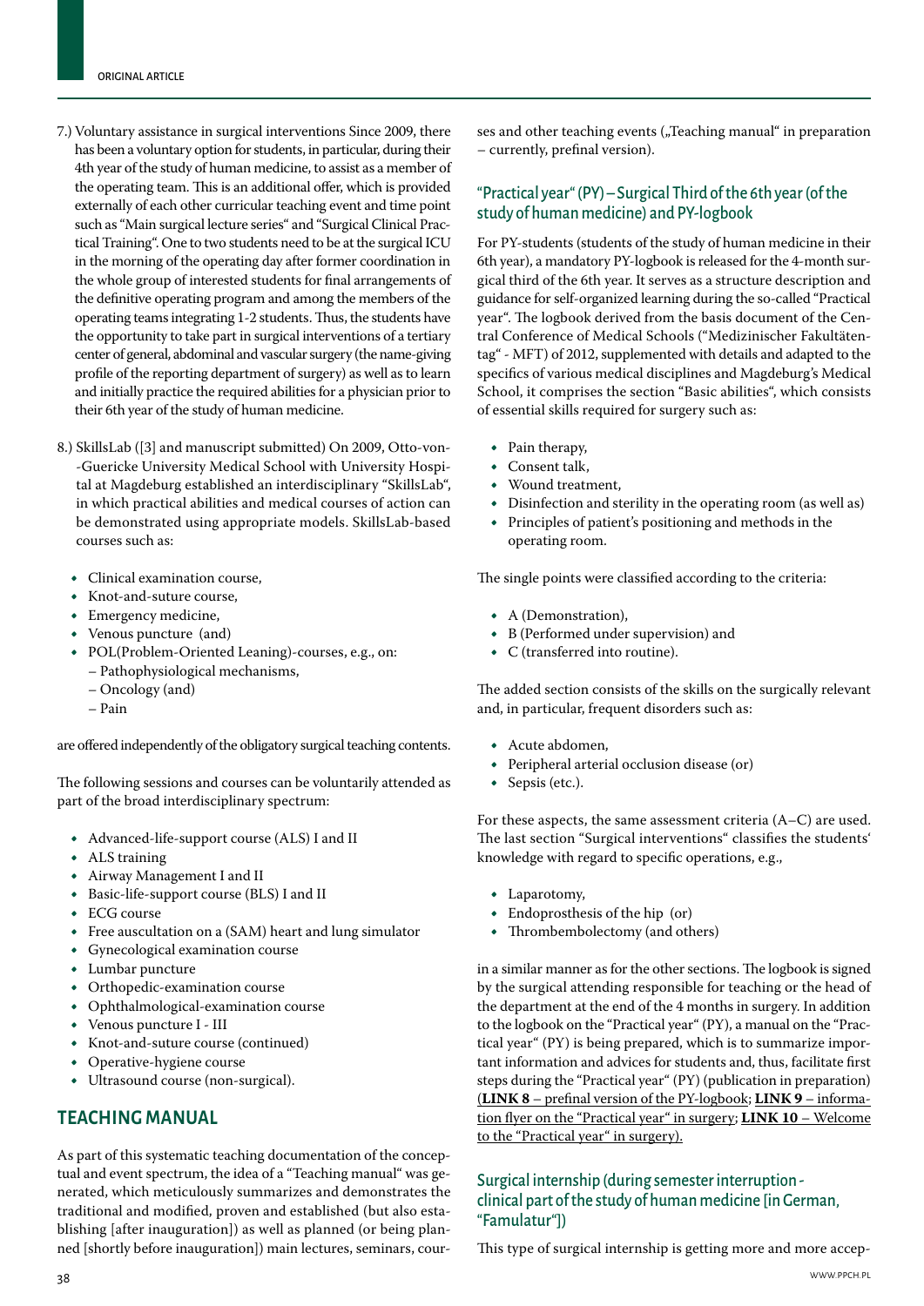7.) Voluntary assistance in surgical interventions Since 2009, there has been a voluntary option for students, in particular, during their 4th year of the study of human medicine, to assist as a member of the operating team. This is an additional offer, which is provided externally of each other curricular teaching event and time point such as "Main surgical lecture series" and "Surgical Clinical Practical Training". One to two students need to be at the surgical ICU in the morning of the operating day after former coordination in the whole group of interested students for final arrangements of the definitive operating program and among the members of the operating teams integrating 1-2 students. Thus, the students have the opportunity to take part in surgical interventions of a tertiary center of general, abdominal and vascular surgery (the name-giving profile of the reporting department of surgery) as well as to learn and initially practice the required abilities for a physician prior to their 6th year of the study of human medicine.

8.) SkillsLab ([3] and manuscript submitted) On 2009, Otto-von--Guericke University Medical School with University Hospital at Magdeburg established an interdisciplinary "SkillsLab", in which practical abilities and medical courses of action can be demonstrated using appropriate models. SkillsLab-based courses such as:

- Clinical examination course,
- Knot-and-suture course,
- Emergency medicine,
- Venous puncture (and)
- POL(Problem-Oriented Leaning)-courses, e.g., on:
  - Pathophysiological mechanisms,
  - Oncology (and)
  - Pain

are offered independently of the obligatory surgical teaching contents.

The following sessions and courses can be voluntarily attended as part of the broad interdisciplinary spectrum:

- Advanced-life-support course (ALS) I and II
- ALS training
- Airway Management I and II
- Basic-life-support course (BLS) I and II
- ECG course
- Free auscultation on a (SAM) heart and lung simulator
- Gynecological examination course
- Lumbar puncture
- Orthopedic-examination course
- Ophthalmological-examination course
- Venous puncture I - III
- Knot-and-suture course (continued)
- Operative-hygiene course
- Ultrasound course (non-surgical).

## TEACHING MANUAL

As part of this systematic teaching documentation of the conceptual and event spectrum, the idea of a "Teaching manual" was generated, which meticulously summarizes and demonstrates the traditional and modified, proven and established (but also establishing [after inauguration]) as well as planned (or being planned [shortly before inauguration]) main lectures, seminars, courses and other teaching events („Teaching manual" in preparation – currently, prefinal version).

### "Practical year" (PY) – Surgical Third of the 6th year (of the study of human medicine) and PY-logbook

For PY-students (students of the study of human medicine in their 6th year), a mandatory PY-logbook is released for the 4-month surgical third of the 6th year. It serves as a structure description and guidance for self-organized learning during the so-called "Practical year". The logbook derived from the basis document of the Central Conference of Medical Schools ("Medizinischer Fakultätentag" - MFT) of 2012, supplemented with details and adapted to the specifics of various medical disciplines and Magdeburg's Medical School, it comprises the section "Basic abilities", which consists of essential skills required for surgery such as:

- Pain therapy,
- Consent talk,
- Wound treatment,
- Disinfection and sterility in the operating room (as well as)
- Principles of patient's positioning and methods in the operating room.

The single points were classified according to the criteria:

- A (Demonstration),
- B (Performed under supervision) and
- C (transferred into routine).

The added section consists of the skills on the surgically relevant and, in particular, frequent disorders such as:

- Acute abdomen,
- Peripheral arterial occlusion disease (or)
- Sepsis (etc.).

For these aspects, the same assessment criteria (A–C) are used. The last section "Surgical interventions" classifies the students' knowledge with regard to specific operations, e.g.,

- Laparotomy,
- Endoprosthesis of the hip (or)
- Thrombembolectomy (and others)

in a similar manner as for the other sections. The logbook is signed by the surgical attending responsible for teaching or the head of the department at the end of the 4 months in surgery. In addition to the logbook on the "Practical year" (PY), a manual on the "Practical year" (PY) is being prepared, which is to summarize important information and advices for students and, thus, facilitate first steps during the "Practical year" (PY) (publication in preparation) (**LINK 8** – prefinal version of the PY-logbook; **LINK 9** – information flyer on the "Practical year" in surgery; **LINK 10** – Welcome to the "Practical year" in surgery).

### Surgical internship (during semester interruption - clinical part of the study of human medicine [in German, "Famulatur"])

This type of surgical internship is getting more and more accep-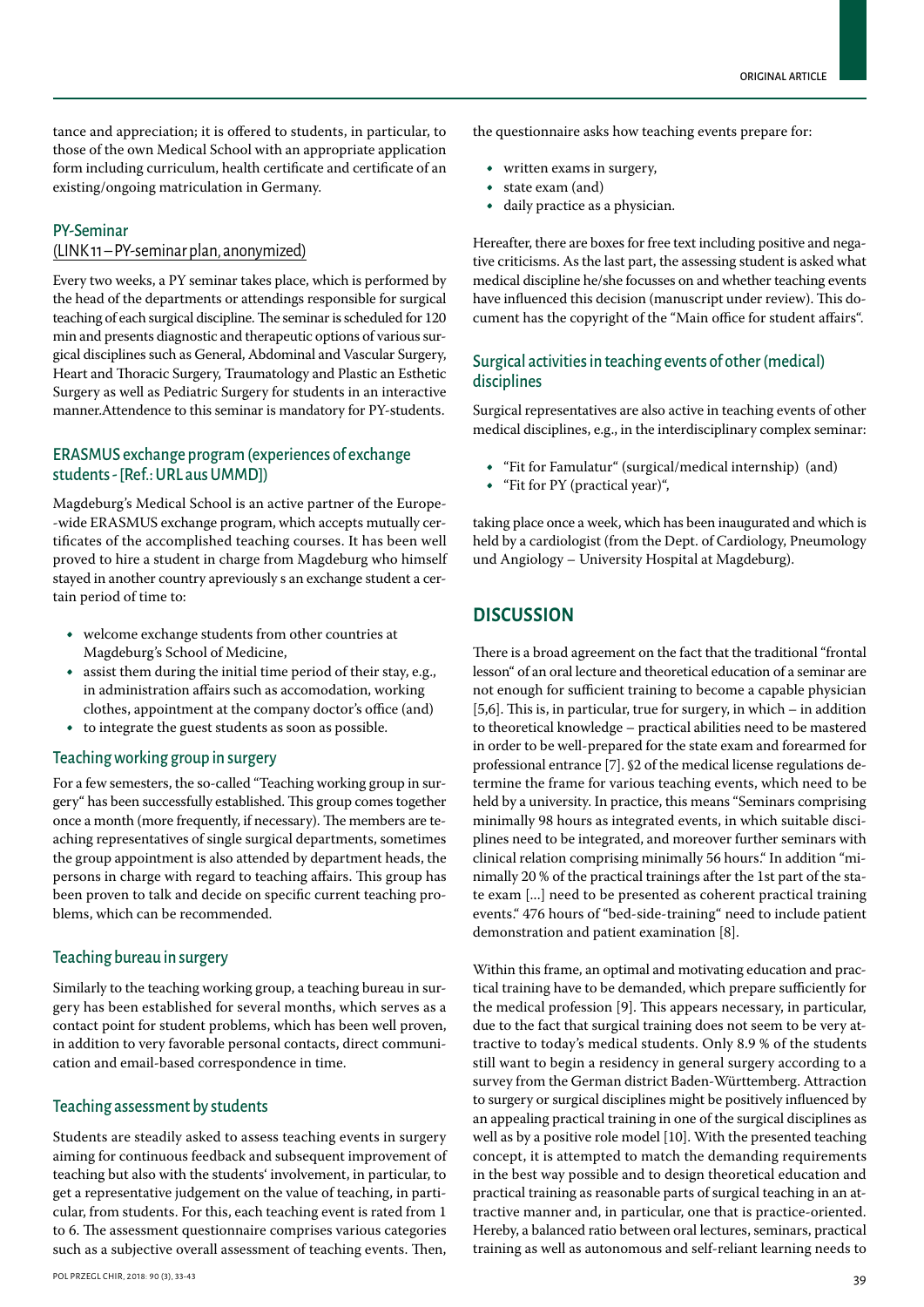tance and appreciation; it is offered to students, in particular, to those of the own Medical School with an appropriate application form including curriculum, health certificate and certificate of an existing/ongoing matriculation in Germany.

### PY-Seminar (LINK11 – PY-seminar plan, anonymized)

Every two weeks, a PY seminar takes place, which is performed by the head of the departments or attendings responsible for surgical teaching of each surgical discipline. The seminar is scheduled for 120 min and presents diagnostic and therapeutic options of various surgical disciplines such as General, Abdominal and Vascular Surgery, Heart and Thoracic Surgery, Traumatology and Plastic an Esthetic Surgery as well as Pediatric Surgery for students in an interactive manner.Attendence to this seminar is mandatory for PY-students.

### ERASMUS exchange program (experiences of exchange students - [Ref.: URL aus UMMD])

Magdeburg's Medical School is an active partner of the Europe--wide ERASMUS exchange program, which accepts mutually certificates of the accomplished teaching courses. It has been well proved to hire a student in charge from Magdeburg who himself stayed in another country apreviously s an exchange student a certain period of time to:

- welcome exchange students from other countries at Magdeburg's School of Medicine,
- assist them during the initial time period of their stay, e.g., in administration affairs such as accomodation, working clothes, appointment at the company doctor's office (and)
- to integrate the guest students as soon as possible.

### Teaching working group in surgery

For a few semesters, the so-called "Teaching working group in surgery" has been successfully established. This group comes together once a month (more frequently, if necessary). The members are teaching representatives of single surgical departments, sometimes the group appointment is also attended by department heads, the persons in charge with regard to teaching affairs. This group has been proven to talk and decide on specific current teaching problems, which can be recommended.

### Teaching bureau in surgery

Similarly to the teaching working group, a teaching bureau in surgery has been established for several months, which serves as a contact point for student problems, which has been well proven, in addition to very favorable personal contacts, direct communication and email-based correspondence in time.

### Teaching assessment by students

Students are steadily asked to assess teaching events in surgery aiming for continuous feedback and subsequent improvement of teaching but also with the students' involvement, in particular, to get a representative judgement on the value of teaching, in particular, from students. For this, each teaching event is rated from 1 to 6. The assessment questionnaire comprises various categories such as a subjective overall assessment of teaching events. Then, the questionnaire asks how teaching events prepare for:

- written exams in surgery,
- state exam (and)
- daily practice as a physician.

Hereafter, there are boxes for free text including positive and negative criticisms. As the last part, the assessing student is asked what medical discipline he/she focusses on and whether teaching events have influenced this decision (manuscript under review). This document has the copyright of the "Main office for student affairs".

### Surgical activities in teaching events of other (medical) disciplines

Surgical representatives are also active in teaching events of other medical disciplines, e.g., in the interdisciplinary complex seminar:

- "Fit for Famulatur" (surgical/medical internship) (and)
- "Fit for PY (practical year)",

taking place once a week, which has been inaugurated and which is held by a cardiologist (from the Dept. of Cardiology, Pneumology und Angiology – University Hospital at Magdeburg).

## DISCUSSION

There is a broad agreement on the fact that the traditional "frontal lesson" of an oral lecture and theoretical education of a seminar are not enough for sufficient training to become a capable physician [5,6]. This is, in particular, true for surgery, in which – in addition to theoretical knowledge – practical abilities need to be mastered in order to be well-prepared for the state exam and forearmed for professional entrance [7]. §2 of the medical license regulations determine the frame for various teaching events, which need to be held by a university. In practice, this means "Seminars comprising minimally 98 hours as integrated events, in which suitable disciplines need to be integrated, and moreover further seminars with clinical relation comprising minimally 56 hours." In addition "minimally 20 % of the practical trainings after the 1st part of the state exam [...] need to be presented as coherent practical training events." 476 hours of "bed-side-training" need to include patient demonstration and patient examination [8].

Within this frame, an optimal and motivating education and practical training have to be demanded, which prepare sufficiently for the medical profession [9]. This appears necessary, in particular, due to the fact that surgical training does not seem to be very attractive to today's medical students. Only 8.9 % of the students still want to begin a residency in general surgery according to a survey from the German district Baden-Württemberg. Attraction to surgery or surgical disciplines might be positively influenced by an appealing practical training in one of the surgical disciplines as well as by a positive role model [10]. With the presented teaching concept, it is attempted to match the demanding requirements in the best way possible and to design theoretical education and practical training as reasonable parts of surgical teaching in an attractive manner and, in particular, one that is practice-oriented. Hereby, a balanced ratio between oral lectures, seminars, practical training as well as autonomous and self-reliant learning needs to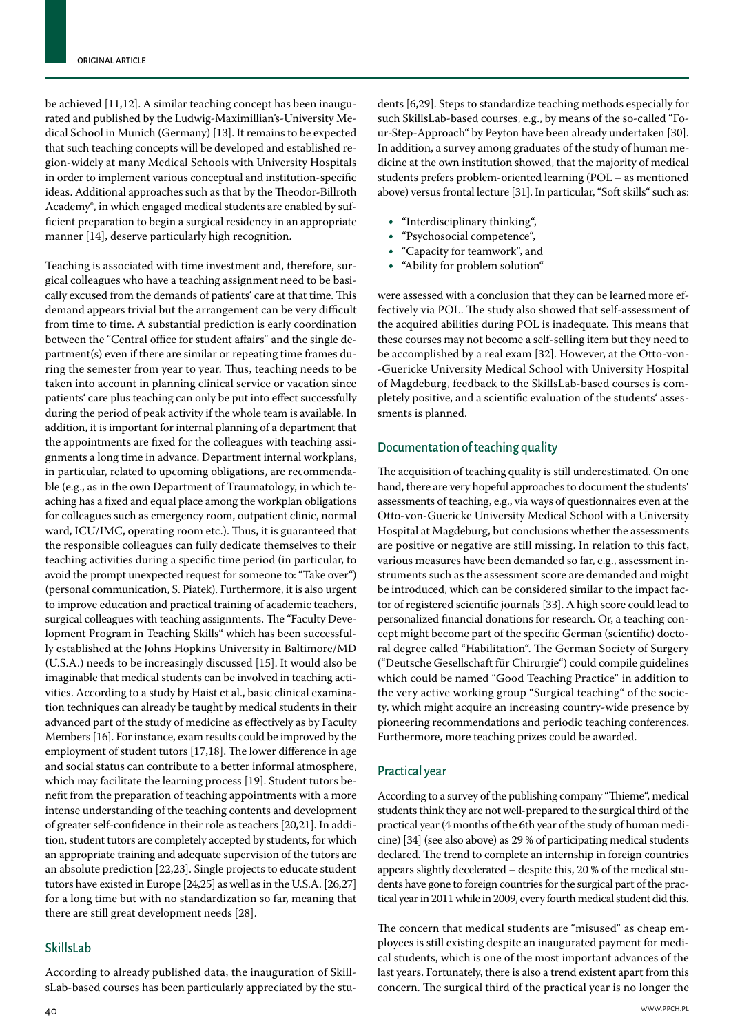be achieved [11,12]. A similar teaching concept has been inaugurated and published by the Ludwig-Maximillian's-University Medical School in Munich (Germany) [13]. It remains to be expected that such teaching concepts will be developed and established region-widely at many Medical Schools with University Hospitals in order to implement various conceptual and institution-specific ideas. Additional approaches such as that by the Theodor-Billroth Academy®, in which engaged medical students are enabled by sufficient preparation to begin a surgical residency in an appropriate manner [14], deserve particularly high recognition.

Teaching is associated with time investment and, therefore, surgical colleagues who have a teaching assignment need to be basically excused from the demands of patients' care at that time. This demand appears trivial but the arrangement can be very difficult from time to time. A substantial prediction is early coordination between the "Central office for student affairs" and the single department(s) even if there are similar or repeating time frames during the semester from year to year. Thus, teaching needs to be taken into account in planning clinical service or vacation since patients' care plus teaching can only be put into effect successfully during the period of peak activity if the whole team is available. In addition, it is important for internal planning of a department that the appointments are fixed for the colleagues with teaching assignments a long time in advance. Department internal workplans, in particular, related to upcoming obligations, are recommendable (e.g., as in the own Department of Traumatology, in which teaching has a fixed and equal place among the workplan obligations for colleagues such as emergency room, outpatient clinic, normal ward, ICU/IMC, operating room etc.). Thus, it is guaranteed that the responsible colleagues can fully dedicate themselves to their teaching activities during a specific time period (in particular, to avoid the prompt unexpected request for someone to: "Take over") (personal communication, S. Piatek). Furthermore, it is also urgent to improve education and practical training of academic teachers, surgical colleagues with teaching assignments. The "Faculty Development Program in Teaching Skills" which has been successfully established at the Johns Hopkins University in Baltimore/MD (U.S.A.) needs to be increasingly discussed [15]. It would also be imaginable that medical students can be involved in teaching activities. According to a study by Haist et al., basic clinical examination techniques can already be taught by medical students in their advanced part of the study of medicine as effectively as by Faculty Members [16]. For instance, exam results could be improved by the employment of student tutors [17,18]. The lower difference in age and social status can contribute to a better informal atmosphere, which may facilitate the learning process [19]. Student tutors benefit from the preparation of teaching appointments with a more intense understanding of the teaching contents and development of greater self-confidence in their role as teachers [20,21]. In addition, student tutors are completely accepted by students, for which an appropriate training and adequate supervision of the tutors are an absolute prediction [22,23]. Single projects to educate student tutors have existed in Europe [24,25] as well as in the U.S.A. [26,27] for a long time but with no standardization so far, meaning that there are still great development needs [28].

## SkillsLab

According to already published data, the inauguration of SkillsLab-based courses has been particularly appreciated by the students [6,29]. Steps to standardize teaching methods especially for such SkillsLab-based courses, e.g., by means of the so-called "Four-Step-Approach" by Peyton have been already undertaken [30]. In addition, a survey among graduates of the study of human medicine at the own institution showed, that the majority of medical students prefers problem-oriented learning (POL – as mentioned above) versus frontal lecture [31]. In particular, "Soft skills" such as:

- "Interdisciplinary thinking",
- "Psychosocial competence",
- "Capacity for teamwork", and
- "Ability for problem solution"

were assessed with a conclusion that they can be learned more effectively via POL. The study also showed that self-assessment of the acquired abilities during POL is inadequate. This means that these courses may not become a self-selling item but they need to be accomplished by a real exam [32]. However, at the Otto-von-Guericke University Medical School with University Hospital of Magdeburg, feedback to the SkillsLab-based courses is completely positive, and a scientific evaluation of the students' assessments is planned.

## Documentation of teaching quality

The acquisition of teaching quality is still underestimated. On one hand, there are very hopeful approaches to document the students' assessments of teaching, e.g., via ways of questionnaires even at the Otto-von-Guericke University Medical School with a University Hospital at Magdeburg, but conclusions whether the assessments are positive or negative are still missing. In relation to this fact, various measures have been demanded so far, e.g., assessment instruments such as the assessment score are demanded and might be introduced, which can be considered similar to the impact factor of registered scientific journals [33]. A high score could lead to personalized financial donations for research. Or, a teaching concept might become part of the specific German (scientific) doctoral degree called "Habilitation". The German Society of Surgery ("Deutsche Gesellschaft für Chirurgie") could compile guidelines which could be named "Good Teaching Practice" in addition to the very active working group "Surgical teaching" of the society, which might acquire an increasing country-wide presence by pioneering recommendations and periodic teaching conferences. Furthermore, more teaching prizes could be awarded.

## Practical year

According to a survey of the publishing company "Thieme", medical students think they are not well-prepared to the surgical third of the practical year (4 months of the 6th year of the study of human medicine) [34] (see also above) as 29 % of participating medical students declared. The trend to complete an internship in foreign countries appears slightly decelerated – despite this, 20 % of the medical students have gone to foreign countries for the surgical part of the practical year in 2011 while in 2009, every fourth medical student did this.

The concern that medical students are "misused" as cheap employees is still existing despite an inaugurated payment for medical students, which is one of the most important advances of the last years. Fortunately, there is also a trend existent apart from this concern. The surgical third of the practical year is no longer the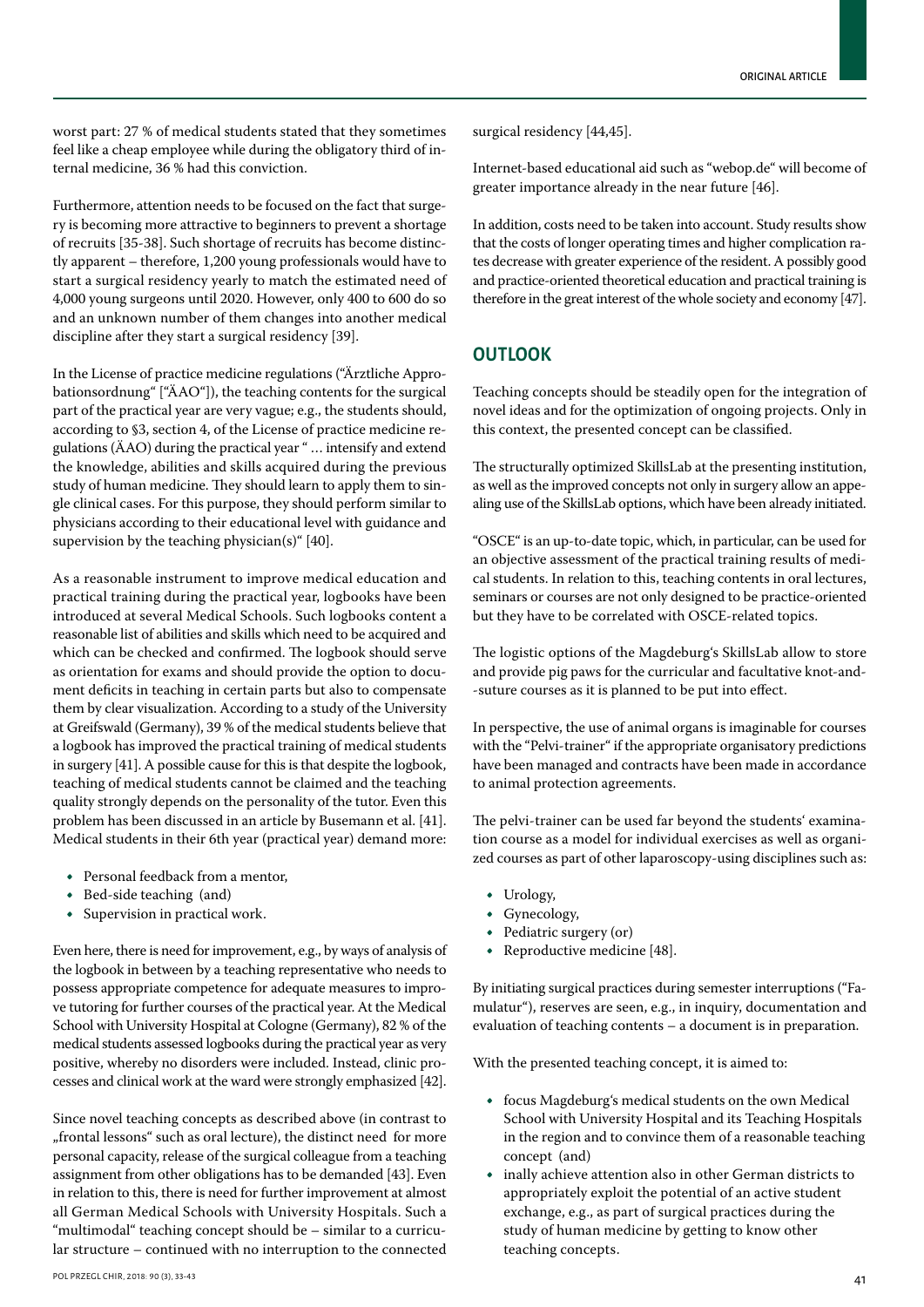worst part: 27 % of medical students stated that they sometimes feel like a cheap employee while during the obligatory third of internal medicine, 36 % had this conviction.

Furthermore, attention needs to be focused on the fact that surgery is becoming more attractive to beginners to prevent a shortage of recruits [35-38]. Such shortage of recruits has become distinctly apparent – therefore, 1,200 young professionals would have to start a surgical residency yearly to match the estimated need of 4,000 young surgeons until 2020. However, only 400 to 600 do so and an unknown number of them changes into another medical discipline after they start a surgical residency [39].

In the License of practice medicine regulations ("Ärztliche Approbationsordnung" ["ÄAO"]), the teaching contents for the surgical part of the practical year are very vague; e.g., the students should, according to §3, section 4, of the License of practice medicine regulations (ÄAO) during the practical year " … intensify and extend the knowledge, abilities and skills acquired during the previous study of human medicine. They should learn to apply them to single clinical cases. For this purpose, they should perform similar to physicians according to their educational level with guidance and supervision by the teaching physician(s)" [40].

As a reasonable instrument to improve medical education and practical training during the practical year, logbooks have been introduced at several Medical Schools. Such logbooks content a reasonable list of abilities and skills which need to be acquired and which can be checked and confirmed. The logbook should serve as orientation for exams and should provide the option to document deficits in teaching in certain parts but also to compensate them by clear visualization. According to a study of the University at Greifswald (Germany), 39 % of the medical students believe that a logbook has improved the practical training of medical students in surgery [41]. A possible cause for this is that despite the logbook, teaching of medical students cannot be claimed and the teaching quality strongly depends on the personality of the tutor. Even this problem has been discussed in an article by Busemann et al. [41]. Medical students in their 6th year (practical year) demand more:

- Personal feedback from a mentor,
- Bed-side teaching (and)
- Supervision in practical work.

Even here, there is need for improvement, e.g., by ways of analysis of the logbook in between by a teaching representative who needs to possess appropriate competence for adequate measures to improve tutoring for further courses of the practical year. At the Medical School with University Hospital at Cologne (Germany), 82 % of the medical students assessed logbooks during the practical year as very positive, whereby no disorders were included. Instead, clinic processes and clinical work at the ward were strongly emphasized [42].

Since novel teaching concepts as described above (in contrast to „frontal lessons" such as oral lecture), the distinct need for more personal capacity, release of the surgical colleague from a teaching assignment from other obligations has to be demanded [43]. Even in relation to this, there is need for further improvement at almost all German Medical Schools with University Hospitals. Such a "multimodal" teaching concept should be – similar to a curricular structure – continued with no interruption to the connected surgical residency [44,45].

Internet-based educational aid such as "webop.de" will become of greater importance already in the near future [46].

In addition, costs need to be taken into account. Study results show that the costs of longer operating times and higher complication rates decrease with greater experience of the resident. A possibly good and practice-oriented theoretical education and practical training is therefore in the great interest of the whole society and economy [47].

## OUTLOOK

Teaching concepts should be steadily open for the integration of novel ideas and for the optimization of ongoing projects. Only in this context, the presented concept can be classified.

The structurally optimized SkillsLab at the presenting institution, as well as the improved concepts not only in surgery allow an appealing use of the SkillsLab options, which have been already initiated.

"OSCE" is an up-to-date topic, which, in particular, can be used for an objective assessment of the practical training results of medical students. In relation to this, teaching contents in oral lectures, seminars or courses are not only designed to be practice-oriented but they have to be correlated with OSCE-related topics.

The logistic options of the Magdeburg's SkillsLab allow to store and provide pig paws for the curricular and facultative knot-and-suture courses as it is planned to be put into effect.

In perspective, the use of animal organs is imaginable for courses with the "Pelvi-trainer" if the appropriate organisatory predictions have been managed and contracts have been made in accordance to animal protection agreements.

The pelvi-trainer can be used far beyond the students' examination course as a model for individual exercises as well as organized courses as part of other laparoscopy-using disciplines such as:

- Urology,
- Gynecology,
- Pediatric surgery (or)
- Reproductive medicine [48].

By initiating surgical practices during semester interruptions ("Famulatur"), reserves are seen, e.g., in inquiry, documentation and evaluation of teaching contents – a document is in preparation.

With the presented teaching concept, it is aimed to:

- focus Magdeburg's medical students on the own Medical School with University Hospital and its Teaching Hospitals in the region and to convince them of a reasonable teaching concept (and)
- inally achieve attention also in other German districts to appropriately exploit the potential of an active student exchange, e.g., as part of surgical practices during the study of human medicine by getting to know other teaching concepts.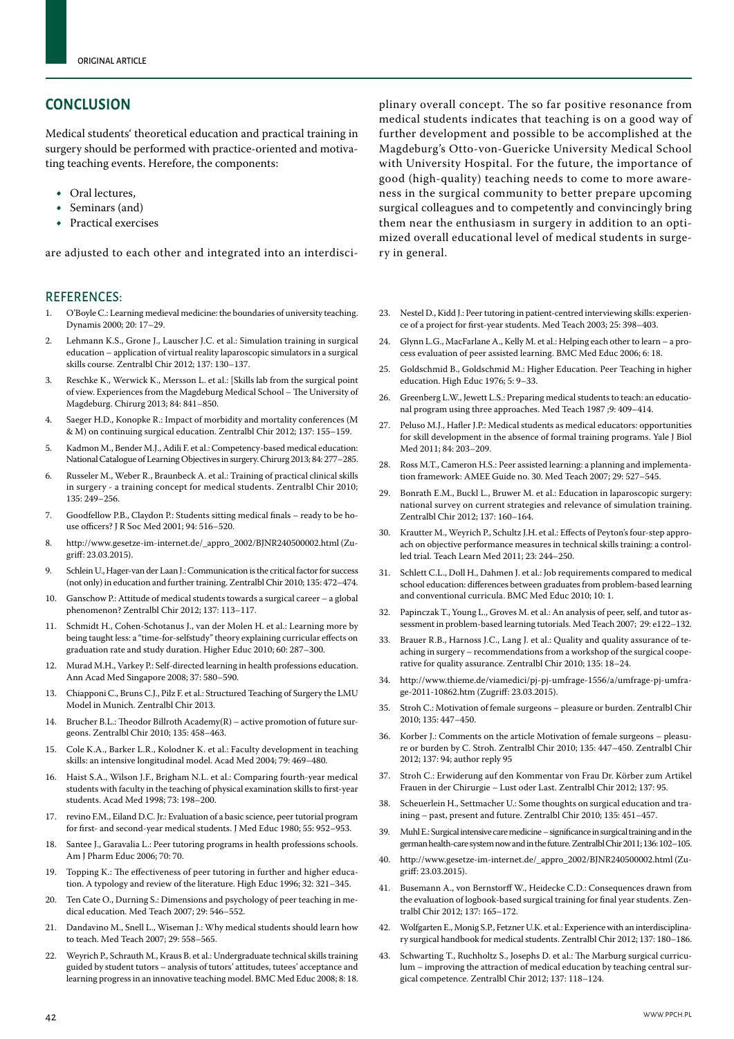## CONCLUSION

Medical students' theoretical education and practical training in surgery should be performed with practice-oriented and motivating teaching events. Herefore, the components:

- Oral lectures,
- Seminars (and)
- Practical exercises

are adjusted to each other and integrated into an interdisciplinary overall concept. The so far positive resonance from medical students indicates that teaching is on a good way of further development and possible to be accomplished at the Magdeburg's Otto-von-Guericke University Medical School with University Hospital. For the future, the importance of good (high-quality) teaching needs to come to more awareness in the surgical community to better prepare upcoming surgical colleagues and to competently and convincingly bring them near the enthusiasm in surgery in addition to an optimized overall educational level of medical students in surgery in general.

## REFERENCES:

1. O'Boyle C.: Learning medieval medicine: the boundaries of university teaching. Dynamis 2000; 20: 17–29.
2. Lehmann K.S., Grone J., Lauscher J.C. et al.: Simulation training in surgical education – application of virtual reality laparoscopic simulators in a surgical skills course. Zentralbl Chir 2012; 137: 130–137.
3. Reschke K., Werwick K., Mersson L. et al.: [Skills lab from the surgical point of view. Experiences from the Magdeburg Medical School – The University of Magdeburg. Chirurg 2013; 84: 841–850.
4. Saeger H.D., Konopke R.: Impact of morbidity and mortality conferences (M & M) on continuing surgical education. Zentralbl Chir 2012; 137: 155–159.
5. Kadmon M., Bender M.J., Adili F. et al.: Competency-based medical education: National Catalogue of Learning Objectives in surgery. Chirurg 2013; 84: 277–285.
6. Russeler M., Weber R., Braunbeck A. et al.: Training of practical clinical skills in surgery - a training concept for medical students. Zentralbl Chir 2010; 135: 249–256.
7. Goodfellow P.B., Claydon P.: Students sitting medical finals – ready to be house officers? J R Soc Med 2001; 94: 516–520.
8. http://www.gesetze-im-internet.de/_appro_2002/BJNR240500002.html (Zugriff: 23.03.2015).
9. Schlein U., Hager-van der Laan J.: Communication is the critical factor for success (not only) in education and further training. Zentralbl Chir 2010; 135: 472–474.
10. Ganschow P.: Attitude of medical students towards a surgical career – a global phenomenon? Zentralbl Chir 2012; 137: 113–117.
11. Schmidt H., Cohen-Schotanus J., van der Molen H. et al.: Learning more by being taught less: a "time-for-selfstudy" theory explaining curricular effects on graduation rate and study duration. Higher Educ 2010; 60: 287–300.
12. Murad M.H., Varkey P.: Self-directed learning in health professions education. Ann Acad Med Singapore 2008; 37: 580–590.
13. Chiapponi C., Bruns C.J., Pilz F. et al.: Structured Teaching of Surgery the LMU Model in Munich. Zentralbl Chir 2013.
14. Brucher B.L.: Theodor Billroth Academy(R) – active promotion of future surgeons. Zentralbl Chir 2010; 135: 458–463.
15. Cole K.A., Barker L.R., Kolodner K. et al.: Faculty development in teaching skills: an intensive longitudinal model. Acad Med 2004; 79: 469–480.
16. Haist S.A., Wilson J.F., Brigham N.L. et al.: Comparing fourth-year medical students with faculty in the teaching of physical examination skills to first-year students. Acad Med 1998; 73: 198–200.
17. revino F.M., Eiland D.C. Jr.: Evaluation of a basic science, peer tutorial program for first- and second-year medical students. J Med Educ 1980; 55: 952–953.
18. Santee J., Garavalia L.: Peer tutoring programs in health professions schools. Am J Pharm Educ 2006; 70: 70.
19. Topping K.: The effectiveness of peer tutoring in further and higher education. A typology and review of the literature. High Educ 1996; 32: 321–345.
20. Ten Cate O., Durning S.: Dimensions and psychology of peer teaching in medical education. Med Teach 2007; 29: 546–552.
21. Dandavino M., Snell L., Wiseman J.: Why medical students should learn how to teach. Med Teach 2007; 29: 558–565.
22. Weyrich P., Schrauth M., Kraus B. et al.: Undergraduate technical skills training guided by student tutors – analysis of tutors' attitudes, tutees' acceptance and learning progress in an innovative teaching model. BMC Med Educ 2008; 8: 18.
23. Nestel D., Kidd J.: Peer tutoring in patient-centred interviewing skills: experience of a project for first-year students. Med Teach 2003; 25: 398–403.
24. Glynn L.G., MacFarlane A., Kelly M. et al.: Helping each other to learn – a process evaluation of peer assisted learning. BMC Med Educ 2006; 6: 18.
25. Goldschmid B., Goldschmid M.: Higher Education. Peer Teaching in higher education. High Educ 1976; 5: 9–33.
26. Greenberg L.W., Jewett L.S.: Preparing medical students to teach: an educational program using three approaches. Med Teach 1987 ;9: 409–414.
27. Peluso M.J., Hafler J.P.: Medical students as medical educators: opportunities for skill development in the absence of formal training programs. Yale J Biol Med 2011; 84: 203–209.
28. Ross M.T., Cameron H.S.: Peer assisted learning: a planning and implementation framework: AMEE Guide no. 30. Med Teach 2007; 29: 527–545.
29. Bonrath E.M., Buckl L., Bruwer M. et al.: Education in laparoscopic surgery: national survey on current strategies and relevance of simulation training. Zentralbl Chir 2012; 137: 160–164.
30. Krautter M., Weyrich P., Schultz J.H. et al.: Effects of Peyton's four-step approach on objective performance measures in technical skills training: a controlled trial. Teach Learn Med 2011; 23: 244–250.
31. Schlett C.L., Doll H., Dahmen J. et al.: Job requirements compared to medical school education: differences between graduates from problem-based learning and conventional curricula. BMC Med Educ 2010; 10: 1.
32. Papinczak T., Young L., Groves M. et al.: An analysis of peer, self, and tutor assessment in problem-based learning tutorials. Med Teach 2007; 29: e122–132.
33. Brauer R.B., Harnoss J.C., Lang J. et al.: Quality and quality assurance of teaching in surgery – recommendations from a workshop of the surgical cooperative for quality assurance. Zentralbl Chir 2010; 135: 18–24.
34. http://www.thieme.de/viamedici/pj-pj-umfrage-1556/a/umfrage-pj-umfrage-2011-10862.htm (Zugriff: 23.03.2015).
35. Stroh C.: Motivation of female surgeons – pleasure or burden. Zentralbl Chir 2010; 135: 447–450.
36. Korber J.: Comments on the article Motivation of female surgeons – pleasure or burden by C. Stroh. Zentralbl Chir 2010; 135: 447–450. Zentralbl Chir 2012; 137: 94; author reply 95
37. Stroh C.: Erwiderung auf den Kommentar von Frau Dr. Körber zum Artikel Frauen in der Chirurgie – Lust oder Last. Zentralbl Chir 2012; 137: 95.
38. Scheuerlein H., Settmacher U.: Some thoughts on surgical education and training – past, present and future. Zentralbl Chir 2010; 135: 451–457.
39. Muhl E.: Surgical intensive care medicine – significance in surgical training and in the german health-care system now and in the future. Zentralbl Chir 2011; 136: 102–105.
40. http://www.gesetze-im-internet.de/_appro_2002/BJNR240500002.html (Zugriff: 23.03.2015).
41. Busemann A., von Bernstorff W., Heidecke C.D.: Consequences drawn from the evaluation of logbook-based surgical training for final year students. Zentralbl Chir 2012; 137: 165–172.
42. Wolfgarten E., Monig S.P., Fetzner U.K. et al.: Experience with an interdisciplinary surgical handbook for medical students. Zentralbl Chir 2012; 137: 180–186.
43. Schwarting T., Ruchholtz S., Josephs D. et al.: The Marburg surgical curriculum – improving the attraction of medical education by teaching central surgical competence. Zentralbl Chir 2012; 137: 118–124.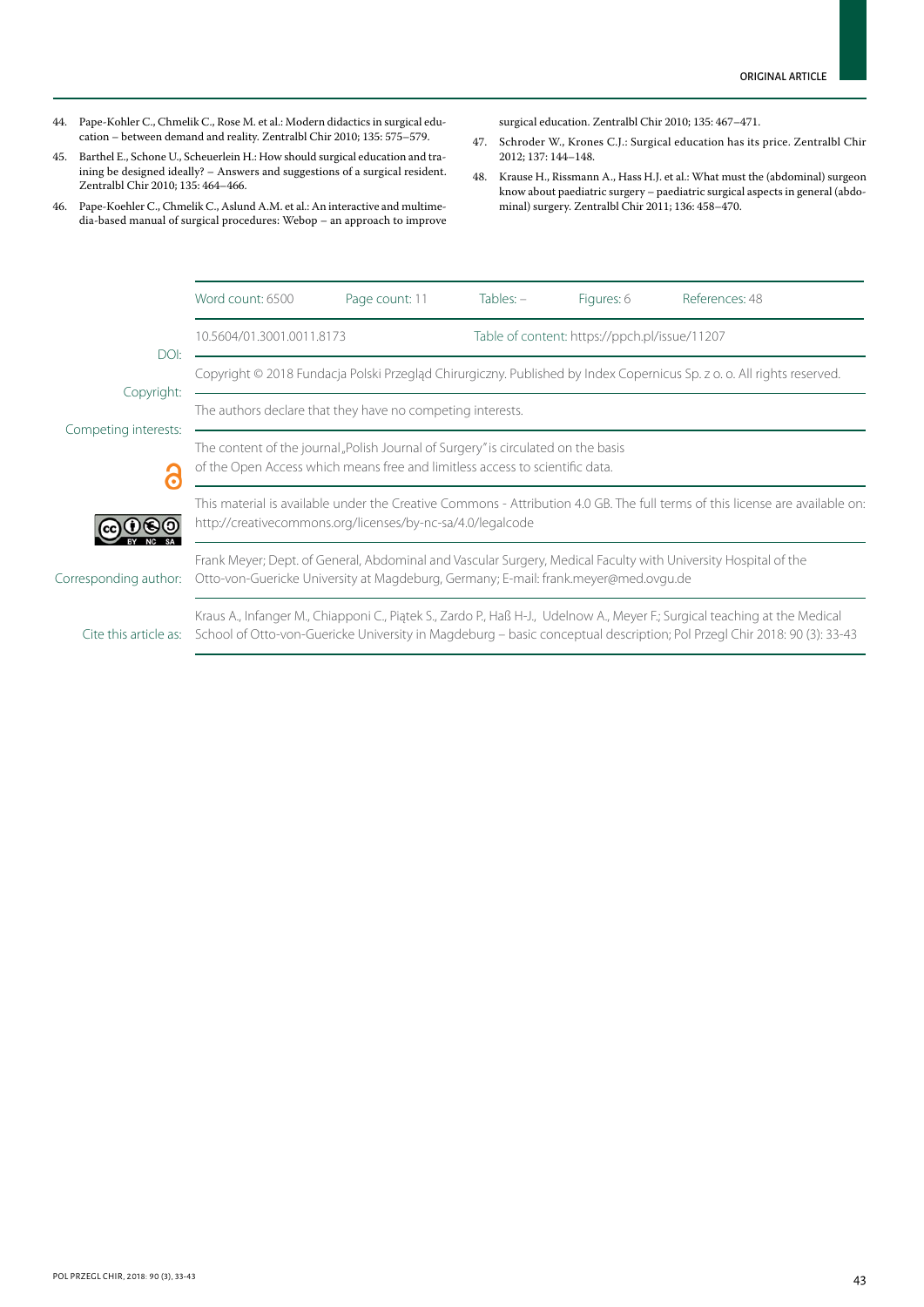44. Pape-Kohler C., Chmelik C., Rose M. et al.: Modern didactics in surgical education – between demand and reality. Zentralbl Chir 2010; 135: 575–579.
45. Barthel E., Schone U., Scheuerlein H.: How should surgical education and training be designed ideally? – Answers and suggestions of a surgical resident. Zentralbl Chir 2010; 135: 464–466.
46. Pape-Koehler C., Chmelik C., Aslund A.M. et al.: An interactive and multimedia-based manual of surgical procedures: Webop – an approach to improve surgical education. Zentralbl Chir 2010; 135: 467–471.
47. Schroder W., Krones C.J.: Surgical education has its price. Zentralbl Chir 2012; 137: 144–148.
48. Krause H., Rissmann A., Hass H.J. et al.: What must the (abdominal) surgeon know about paediatric surgery – paediatric surgical aspects in general (abdominal) surgery. Zentralbl Chir 2011; 136: 458–470.

| Word count: 6500 | Page count: 11 | Tables: – | Figures: 6 | References: 48 |
|---|---|---|---|---|

**DOI:** 10.5604/01.3001.0011.8173 — Table of content: https://ppch.pl/issue/11207

**Copyright:** Copyright © 2018 Fundacja Polski Przegląd Chirurgiczny. Published by Index Copernicus Sp. z o. o. All rights reserved.

**Competing interests:** The authors declare that they have no competing interests.

The content of the journal „Polish Journal of Surgery" is circulated on the basis of the Open Access which means free and limitless access to scientific data.

This material is available under the Creative Commons - Attribution 4.0 GB. The full terms of this license are available on: http://creativecommons.org/licenses/by-nc-sa/4.0/legalcode

**Corresponding author:** Frank Meyer; Dept. of General, Abdominal and Vascular Surgery, Medical Faculty with University Hospital of the Otto-von-Guericke University at Magdeburg, Germany; E-mail: frank.meyer@med.ovgu.de

**Cite this article as:** Kraus A., Infanger M., Chiapponi C., Piątek S., Zardo P., Haß H-J., Udelnow A., Meyer F.; Surgical teaching at the Medical School of Otto-von-Guericke University in Magdeburg – basic conceptual description; Pol Przegl Chir 2018: 90 (3): 33-43